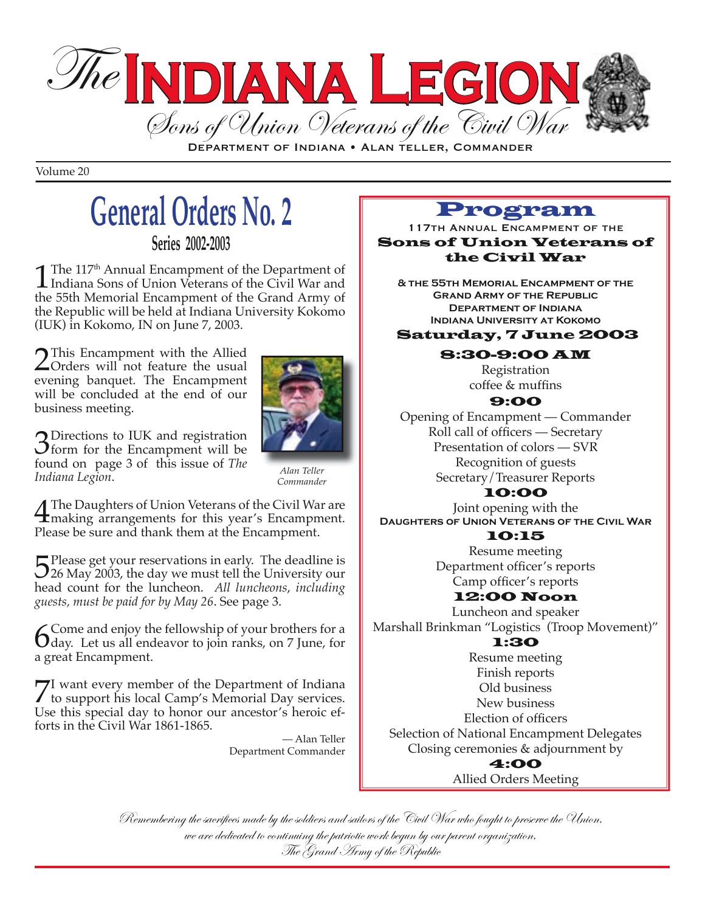# *The* INDIANA LEGION

*Sons of Union Veterans of the Civil War*

DEPARTMENT OF INDIANA • ALAN TELLER, COMMANDER

Volume 20

## General Orders No. 2

**Series 2002-2003**

1 The 117th Annual Encampment of the Department of Indiana Sons of Union Veterans of the Civil War and the 55th Memorial Encampment of the Grand Army of the Republic will be held at Indiana University Kokomo (IUK) in Kokomo, IN on June 7, 2003.

2 This Encampment with the Allied Orders will not feature the usual evening banquet. The Encampment will be concluded at the end of our business meeting.

3 Directions to IUK and registration form for the Encampment will be found on page 3 of this issue of *The Indiana Legion*.

*Alan Teller*
*Commander*

4 The Daughters of Union Veterans of the Civil War are making arrangements for this year's Encampment. Please be sure and thank them at the Encampment.

5 Please get your reservations in early. The deadline is 26 May 2003, the day we must tell the University our head count for the luncheon. *All luncheons, including guests, must be paid for by May 26*. See page 3.

6 Come and enjoy the fellowship of your brothers for a day. Let us all endeavor to join ranks, on 7 June, for a great Encampment.

7 I want every member of the Department of Indiana to support his local Camp's Memorial Day services. Use this special day to honor our ancestor's heroic efforts in the Civil War 1861-1865.

— Alan Teller
Department Commander

## Program

117TH ANNUAL ENCAMPMENT OF THE

**Sons of Union Veterans of the Civil War**

& THE 55TH MEMORIAL ENCAMPMENT OF THE
GRAND ARMY OF THE REPUBLIC
DEPARTMENT OF INDIANA
INDIANA UNIVERSITY AT KOKOMO

**Saturday, 7 June 2003**

**8:30-9:00 AM**
Registration
coffee & muffins

**9:00**
Opening of Encampment — Commander
Roll call of officers — Secretary
Presentation of colors — SVR
Recognition of guests
Secretary/Treasurer Reports

**10:00**
Joint opening with the
DAUGHTERS OF UNION VETERANS OF THE CIVIL WAR

**10:15**
Resume meeting
Department officer's reports
Camp officer's reports

**12:00 Noon**
Luncheon and speaker
Marshall Brinkman "Logistics (Troop Movement)"

**1:30**
Resume meeting
Finish reports
Old business
New business
Election of officers
Selection of National Encampment Delegates
Closing ceremonies & adjournment by

**4:00**
Allied Orders Meeting

*Remembering the sacrifices made by the soldiers and sailors of the Civil War who fought to preserve the Union, we are dedicated to continuing the patriotic work begun by our parent organization, The Grand Army of the Republic*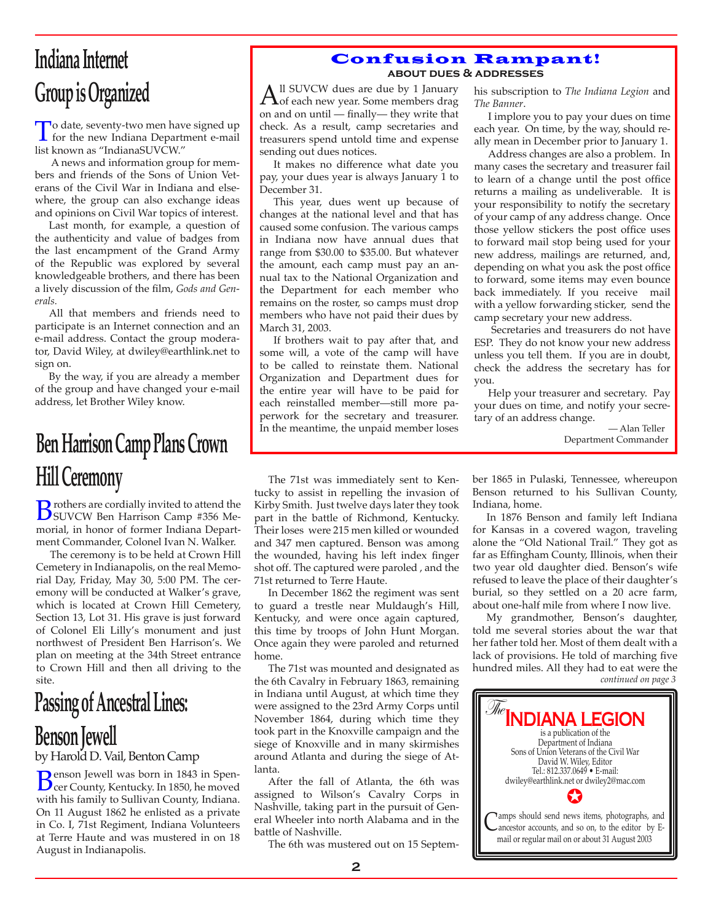# Indiana Internet Group is Organized

To date, seventy-two men have signed up for the new Indiana Department e-mail list known as "IndianaSUVCW."

A news and information group for members and friends of the Sons of Union Veterans of the Civil War in Indiana and elsewhere, the group can also exchange ideas and opinions on Civil War topics of interest.

Last month, for example, a question of the authenticity and value of badges from the last encampment of the Grand Army of the Republic was explored by several knowledgeable brothers, and there has been a lively discussion of the film, *Gods and Generals.*

All that members and friends need to participate is an Internet connection and an e-mail address. Contact the group moderator, David Wiley, at dwiley@earthlink.net to sign on.

By the way, if you are already a member of the group and have changed your e-mail address, let Brother Wiley know.

## Confusion Rampant!

### ABOUT DUES & ADDRESSES

All SUVCW dues are due by 1 January of each new year. Some members drag on and on until — finally— they write that check. As a result, camp secretaries and treasurers spend untold time and expense sending out dues notices.

It makes no difference what date you pay, your dues year is always January 1 to December 31.

This year, dues went up because of changes at the national level and that has caused some confusion. The various camps in Indiana now have annual dues that range from $30.00 to $35.00. But whatever the amount, each camp must pay an annual tax to the National Organization and the Department for each member who remains on the roster, so camps must drop members who have not paid their dues by March 31, 2003.

If brothers wait to pay after that, and some will, a vote of the camp will have to be called to reinstate them. National Organization and Department dues for the entire year will have to be paid for each reinstalled member—still more paperwork for the secretary and treasurer. In the meantime, the unpaid member loses his subscription to *The Indiana Legion* and *The Banner*.

I implore you to pay your dues on time each year. On time, by the way, should really mean in December prior to January 1.

Address changes are also a problem. In many cases the secretary and treasurer fail to learn of a change until the post office returns a mailing as undeliverable. It is your responsibility to notify the secretary of your camp of any address change. Once those yellow stickers the post office uses to forward mail stop being used for your new address, mailings are returned, and, depending on what you ask the post office to forward, some items may even bounce back immediately. If you receive mail with a yellow forwarding sticker, send the camp secretary your new address.

Secretaries and treasurers do not have ESP. They do not know your new address unless you tell them. If you are in doubt, check the address the secretary has for you.

Help your treasurer and secretary. Pay your dues on time, and notify your secretary of an address change.

— Alan Teller
Department Commander

# Ben Harrison Camp Plans Crown Hill Ceremony

Brothers are cordially invited to attend the SUVCW Ben Harrison Camp #356 Memorial, in honor of former Indiana Department Commander, Colonel Ivan N. Walker.

The ceremony is to be held at Crown Hill Cemetery in Indianapolis, on the real Memorial Day, Friday, May 30, 5:00 PM. The ceremony will be conducted at Walker's grave, which is located at Crown Hill Cemetery, Section 13, Lot 31. His grave is just forward of Colonel Eli Lilly's monument and just northwest of President Ben Harrison's. We plan on meeting at the 34th Street entrance to Crown Hill and then all driving to the site.

# Passing of Ancestral Lines: Benson Jewell

by Harold D. Vail, Benton Camp

Benson Jewell was born in 1843 in Spencer County, Kentucky. In 1850, he moved with his family to Sullivan County, Indiana. On 11 August 1862 he enlisted as a private in Co. I, 71st Regiment, Indiana Volunteers at Terre Haute and was mustered in on 18 August in Indianapolis.

The 71st was immediately sent to Kentucky to assist in repelling the invasion of Kirby Smith. Just twelve days later they took part in the battle of Richmond, Kentucky. Their loses were 215 men killed or wounded and 347 men captured. Benson was among the wounded, having his left index finger shot off. The captured were paroled , and the 71st returned to Terre Haute.

In December 1862 the regiment was sent to guard a trestle near Muldaugh's Hill, Kentucky, and were once again captured, this time by troops of John Hunt Morgan. Once again they were paroled and returned home.

The 71st was mounted and designated as the 6th Cavalry in February 1863, remaining in Indiana until August, at which time they were assigned to the 23rd Army Corps until November 1864, during which time they took part in the Knoxville campaign and the siege of Knoxville and in many skirmishes around Atlanta and during the siege of Atlanta.

After the fall of Atlanta, the 6th was assigned to Wilson's Cavalry Corps in Nashville, taking part in the pursuit of General Wheeler into north Alabama and in the battle of Nashville.

The 6th was mustered out on 15 September 1865 in Pulaski, Tennessee, whereupon Benson returned to his Sullivan County, Indiana, home.

In 1876 Benson and family left Indiana for Kansas in a covered wagon, traveling alone the "Old National Trail." They got as far as Effingham County, Illinois, when their two year old daughter died. Benson's wife refused to leave the place of their daughter's burial, so they settled on a 20 acre farm, about one-half mile from where I now live.

My grandmother, Benson's daughter, told me several stories about the war that her father told her. Most of them dealt with a lack of provisions. He told of marching five hundred miles. All they had to eat were the

*continued on page 3*

---

*The* **INDIANA LEGION**
is a publication of the
Department of Indiana
Sons of Union Veterans of the Civil War
David W. Wiley, Editor
Tel.: 812.337.0649 • E-mail:
dwiley@earthlink.net or dwiley2@mac.com

Camps should send news items, photographs, and ancestor accounts, and so on, to the editor by E-mail or regular mail on or about 31 August 2003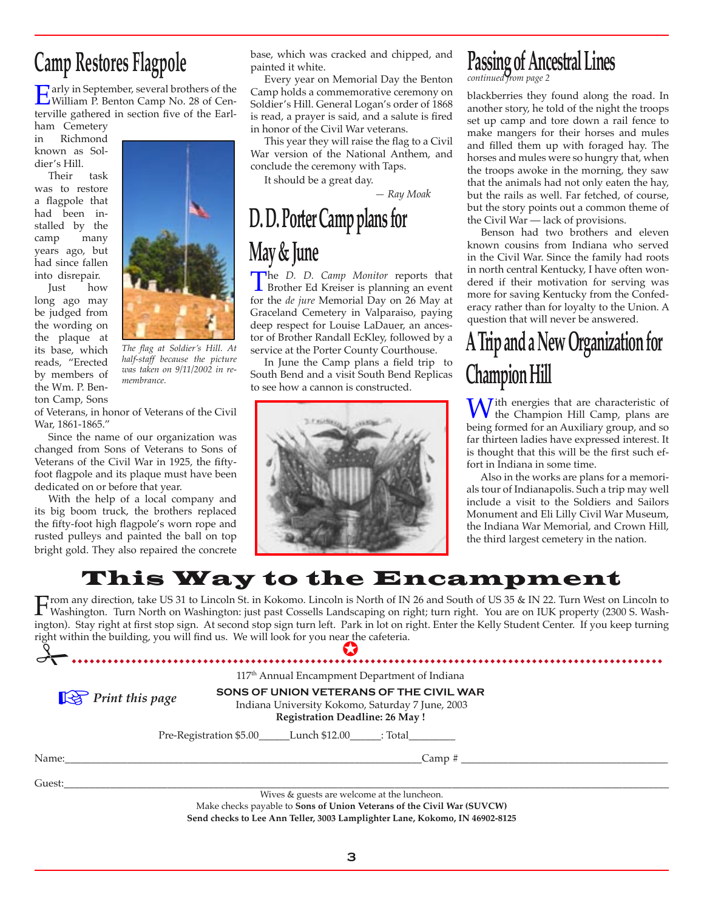## Camp Restores Flagpole

Early in September, several brothers of the William P. Benton Camp No. 28 of Centerville gathered in section five of the Earlham Cemetery in Richmond known as Soldier's Hill.

Their task was to restore a flagpole that had been installed by the camp many years ago, but had since fallen into disrepair.

Just how long ago may be judged from the wording on the plaque at its base, which reads, "Erected by members of the Wm. P. Benton Camp, Sons of Veterans, in honor of Veterans of the Civil War, 1861-1865."

*The flag at Soldier's Hill. At half-staff because the picture was taken on 9/11/2002 in remembrance.*

Since the name of our organization was changed from Sons of Veterans to Sons of Veterans of the Civil War in 1925, the fifty-foot flagpole and its plaque must have been dedicated on or before that year.

With the help of a local company and its big boom truck, the brothers replaced the fifty-foot high flagpole's worn rope and rusted pulleys and painted the ball on top bright gold. They also repaired the concrete base, which was cracked and chipped, and painted it white.

Every year on Memorial Day the Benton Camp holds a commemorative ceremony on Soldier's Hill. General Logan's order of 1868 is read, a prayer is said, and a salute is fired in honor of the Civil War veterans.

This year they will raise the flag to a Civil War version of the National Anthem, and conclude the ceremony with Taps.

It should be a great day.

*— Ray Moak*

## D. D. Porter Camp plans for May & June

The *D. D. Camp Monitor* reports that Brother Ed Kreiser is planning an event for the *de jure* Memorial Day on 26 May at Graceland Cemetery in Valparaiso, paying deep respect for Louise LaDauer, an ancestor of Brother Randall EcKley, followed by a service at the Porter County Courthouse.

In June the Camp plans a field trip to South Bend and a visit South Bend Replicas to see how a cannon is constructed.

## Passing of Ancestral Lines

*continued from page 2*

blackberries they found along the road. In another story, he told of the night the troops set up camp and tore down a rail fence to make mangers for their horses and mules and filled them up with foraged hay. The horses and mules were so hungry that, when the troops awoke in the morning, they saw that the animals had not only eaten the hay, but the rails as well. Far fetched, of course, but the story points out a common theme of the Civil War — lack of provisions.

Benson had two brothers and eleven known cousins from Indiana who served in the Civil War. Since the family had roots in north central Kentucky, I have often wondered if their motivation for serving was more for saving Kentucky from the Confederacy rather than for loyalty to the Union. A question that will never be answered.

## A Trip and a New Organization for Champion Hill

With energies that are characteristic of the Champion Hill Camp, plans are being formed for an Auxiliary group, and so far thirteen ladies have expressed interest. It is thought that this will be the first such effort in Indiana in some time.

Also in the works are plans for a memorials tour of Indianapolis. Such a trip may well include a visit to the Soldiers and Sailors Monument and Eli Lilly Civil War Museum, the Indiana War Memorial, and Crown Hill, the third largest cemetery in the nation.

# This Way to the Encampment

From any direction, take US 31 to Lincoln St. in Kokomo. Lincoln is North of IN 26 and South of US 35 & IN 22. Turn West on Lincoln to Washington. Turn North on Washington: just past Cossells Landscaping on right; turn right. You are on IUK property (2300 S. Washington). Stay right at first stop sign. At second stop sign turn left. Park in lot on right. Enter the Kelly Student Center. If you keep turning right within the building, you will find us. We will look for you near the cafeteria.

*Print this page*

117th Annual Encampment Department of Indiana

**SONS OF UNION VETERANS OF THE CIVIL WAR**

Indiana University Kokomo, Saturday 7 June, 2003

**Registration Deadline: 26 May !**

Pre-Registration $5.00______Lunch $12.00______: Total________

Name:____________________________________________Camp # ____________________

Guest:______________________________________________________________________

Wives & guests are welcome at the luncheon.

Make checks payable to **Sons of Union Veterans of the Civil War (SUVCW)**

**Send checks to Lee Ann Teller, 3003 Lamplighter Lane, Kokomo, IN 46902-8125**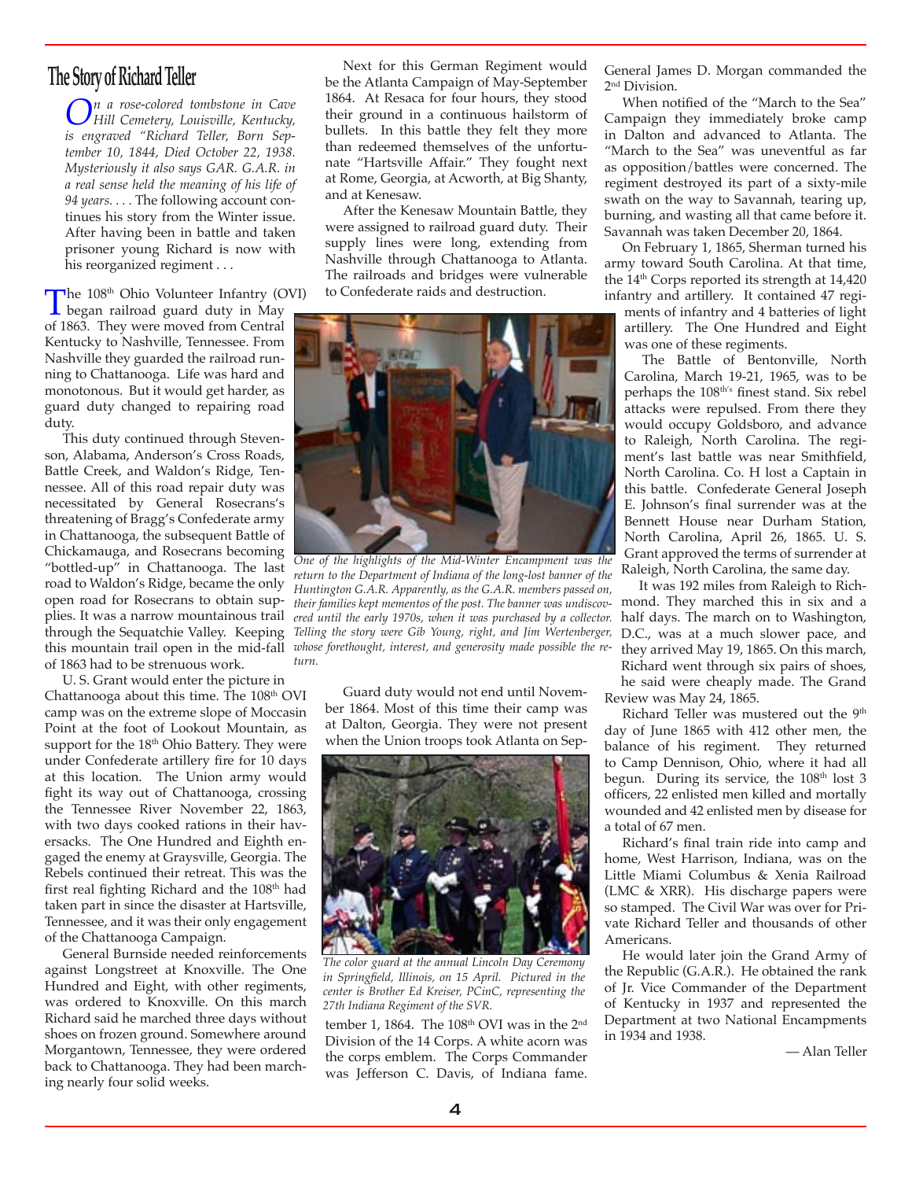# The Story of Richard Teller

*On a rose-colored tombstone in Cave Hill Cemetery, Louisville, Kentucky, is engraved "Richard Teller, Born September 10, 1844, Died October 22, 1938. Mysteriously it also says GAR. G.A.R. in a real sense held the meaning of his life of 94 years. . . .* The following account continues his story from the Winter issue. After having been in battle and taken prisoner young Richard is now with his reorganized regiment . . .

The 108th Ohio Volunteer Infantry (OVI) began railroad guard duty in May of 1863. They were moved from Central Kentucky to Nashville, Tennessee. From Nashville they guarded the railroad running to Chattanooga. Life was hard and monotonous. But it would get harder, as guard duty changed to repairing road duty.

This duty continued through Stevenson, Alabama, Anderson's Cross Roads, Battle Creek, and Waldon's Ridge, Tennessee. All of this road repair duty was necessitated by General Rosecrans's threatening of Bragg's Confederate army in Chattanooga, the subsequent Battle of Chickamauga, and Rosecrans becoming "bottled-up" in Chattanooga. The last road to Waldon's Ridge, became the only open road for Rosecrans to obtain supplies. It was a narrow mountainous trail through the Sequatchie Valley. Keeping this mountain trail open in the mid-fall of 1863 had to be strenuous work.

U. S. Grant would enter the picture in Chattanooga about this time. The 108th OVI camp was on the extreme slope of Moccasin Point at the foot of Lookout Mountain, as support for the 18th Ohio Battery. They were under Confederate artillery fire for 10 days at this location. The Union army would fight its way out of Chattanooga, crossing the Tennessee River November 22, 1863, with two days cooked rations in their haversacks. The One Hundred and Eighth engaged the enemy at Graysville, Georgia. The Rebels continued their retreat. This was the first real fighting Richard and the 108th had taken part in since the disaster at Hartsville, Tennessee, and it was their only engagement of the Chattanooga Campaign.

General Burnside needed reinforcements against Longstreet at Knoxville. The One Hundred and Eight, with other regiments, was ordered to Knoxville. On this march Richard said he marched three days without shoes on frozen ground. Somewhere around Morgantown, Tennessee, they were ordered back to Chattanooga. They had been marching nearly four solid weeks.

Next for this German Regiment would be the Atlanta Campaign of May-September 1864. At Resaca for four hours, they stood their ground in a continuous hailstorm of bullets. In this battle they felt they more than redeemed themselves of the unfortunate "Hartsville Affair." They fought next at Rome, Georgia, at Acworth, at Big Shanty, and at Kenesaw.

After the Kenesaw Mountain Battle, they were assigned to railroad guard duty. Their supply lines were long, extending from Nashville through Chattanooga to Atlanta. The railroads and bridges were vulnerable to Confederate raids and destruction.

*One of the highlights of the Mid-Winter Encampment was the return to the Department of Indiana of the long-lost banner of the Huntington G.A.R. Apparently, as the G.A.R. members passed on, their families kept mementos of the post. The banner was undiscovered until the early 1970s, when it was purchased by a collector. Telling the story were Gib Young, right, and Jim Wertenberger, whose forethought, interest, and generosity made possible the return.*

Guard duty would not end until November 1864. Most of this time their camp was at Dalton, Georgia. They were not present when the Union troops took Atlanta on September 1, 1864. The 108th OVI was in the 2nd Division of the 14 Corps. A white acorn was the corps emblem. The Corps Commander was Jefferson C. Davis, of Indiana fame. General James D. Morgan commanded the 2nd Division.

*The color guard at the annual Lincoln Day Ceremony in Springfield, Illinois, on 15 April. Pictured in the center is Brother Ed Kreiser, PCinC, representing the 27th Indiana Regiment of the SVR.*

When notified of the "March to the Sea" Campaign they immediately broke camp in Dalton and advanced to Atlanta. The "March to the Sea" was uneventful as far as opposition/battles were concerned. The regiment destroyed its part of a sixty-mile swath on the way to Savannah, tearing up, burning, and wasting all that came before it. Savannah was taken December 20, 1864.

On February 1, 1865, Sherman turned his army toward South Carolina. At that time, the 14th Corps reported its strength at 14,420 infantry and artillery. It contained 47 regiments of infantry and 4 batteries of light artillery. The One Hundred and Eight was one of these regiments.

The Battle of Bentonville, North Carolina, March 19-21, 1965, was to be perhaps the 108th's finest stand. Six rebel attacks were repulsed. From there they would occupy Goldsboro, and advance to Raleigh, North Carolina. The regiment's last battle was near Smithfield, North Carolina. Co. H lost a Captain in this battle. Confederate General Joseph E. Johnson's final surrender was at the Bennett House near Durham Station, North Carolina, April 26, 1865. U. S. Grant approved the terms of surrender at Raleigh, North Carolina, the same day.

It was 192 miles from Raleigh to Richmond. They marched this in six and a half days. The march on to Washington, D.C., was at a much slower pace, and they arrived May 19, 1865. On this march, Richard went through six pairs of shoes, he said were cheaply made. The Grand Review was May 24, 1865.

Richard Teller was mustered out the 9th day of June 1865 with 412 other men, the balance of his regiment. They returned to Camp Dennison, Ohio, where it had all begun. During its service, the 108th lost 3 officers, 22 enlisted men killed and mortally wounded and 42 enlisted men by disease for a total of 67 men.

Richard's final train ride into camp and home, West Harrison, Indiana, was on the Little Miami Columbus & Xenia Railroad (LMC & XRR). His discharge papers were so stamped. The Civil War was over for Private Richard Teller and thousands of other Americans.

He would later join the Grand Army of the Republic (G.A.R.). He obtained the rank of Jr. Vice Commander of the Department of Kentucky in 1937 and represented the Department at two National Encampments in 1934 and 1938.

— Alan Teller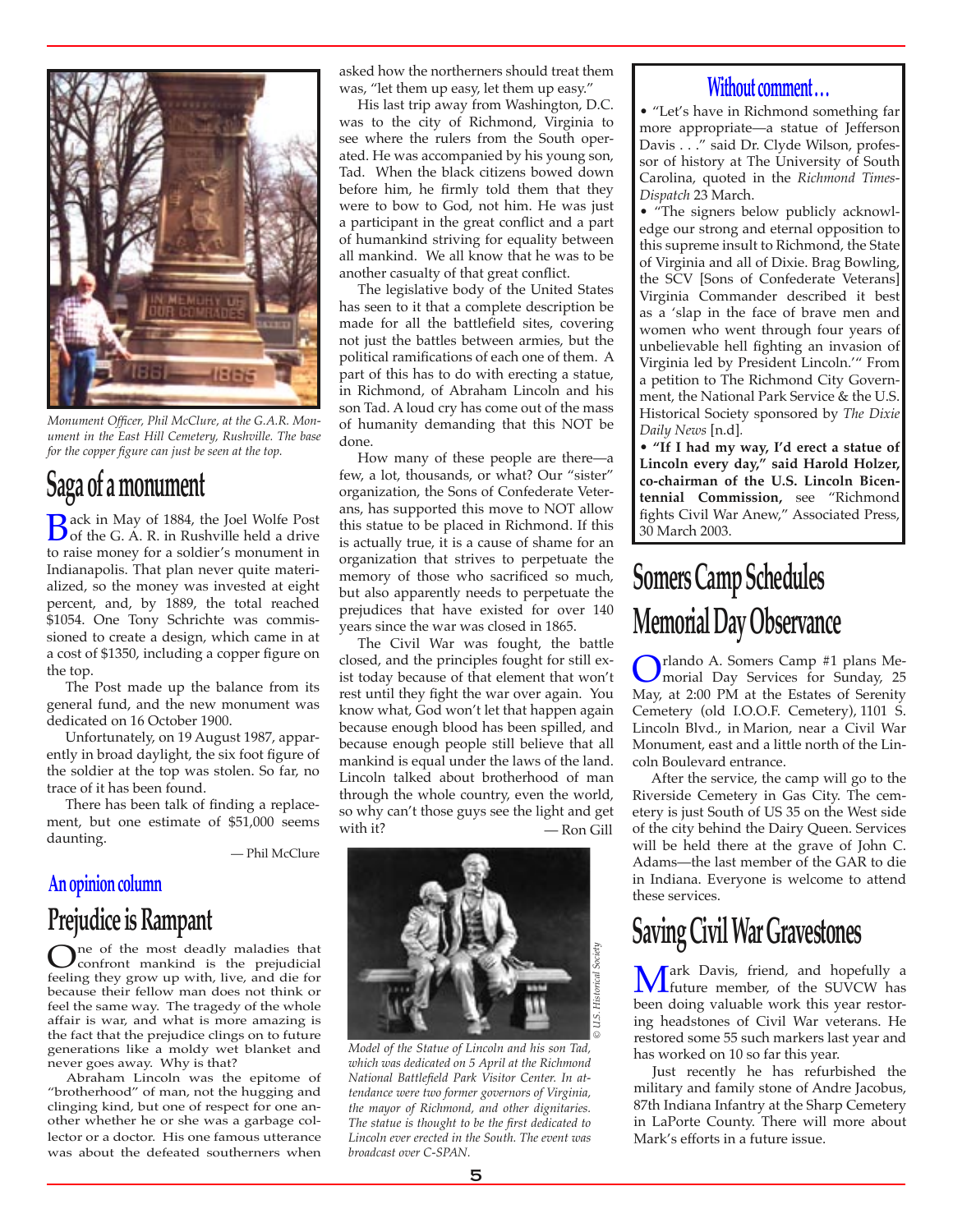*Monument Officer, Phil McClure, at the G.A.R. Monument in the East Hill Cemetery, Rushville. The base for the copper figure can just be seen at the top.*

## Saga of a monument

Back in May of 1884, the Joel Wolfe Post of the G. A. R. in Rushville held a drive to raise money for a soldier's monument in Indianapolis. That plan never quite materialized, so the money was invested at eight percent, and, by 1889, the total reached $1054. One Tony Schrichte was commissioned to create a design, which came in at a cost of $1350, including a copper figure on the top.

The Post made up the balance from its general fund, and the new monument was dedicated on 16 October 1900.

Unfortunately, on 19 August 1987, apparently in broad daylight, the six foot figure of the soldier at the top was stolen. So far, no trace of it has been found.

There has been talk of finding a replacement, but one estimate of $51,000 seems daunting.

— Phil McClure

### An opinion column

## Prejudice is Rampant

One of the most deadly maladies that confront mankind is the prejudicial feeling they grow up with, live, and die for because their fellow man does not think or feel the same way. The tragedy of the whole affair is war, and what is more amazing is the fact that the prejudice clings on to future generations like a moldy wet blanket and never goes away. Why is that?

Abraham Lincoln was the epitome of "brotherhood" of man, not the hugging and clinging kind, but one of respect for one another whether he or she was a garbage collector or a doctor. His one famous utterance was about the defeated southerners when asked how the northerners should treat them was, "let them up easy, let them up easy."

His last trip away from Washington, D.C. was to the city of Richmond, Virginia to see where the rulers from the South operated. He was accompanied by his young son, Tad. When the black citizens bowed down before him, he firmly told them that they were to bow to God, not him. He was just a participant in the great conflict and a part of humankind striving for equality between all mankind. We all know that he was to be another casualty of that great conflict.

The legislative body of the United States has seen to it that a complete description be made for all the battlefield sites, covering not just the battles between armies, but the political ramifications of each one of them. A part of this has to do with erecting a statue, in Richmond, of Abraham Lincoln and his son Tad. A loud cry has come out of the mass of humanity demanding that this NOT be done.

How many of these people are there—a few, a lot, thousands, or what? Our "sister" organization, the Sons of Confederate Veterans, has supported this move to NOT allow this statue to be placed in Richmond. If this is actually true, it is a cause of shame for an organization that strives to perpetuate the memory of those who sacrificed so much, but also apparently needs to perpetuate the prejudices that have existed for over 140 years since the war was closed in 1865.

The Civil War was fought, the battle closed, and the principles fought for still exist today because of that element that won't rest until they fight the war over again. You know what, God won't let that happen again because enough blood has been spilled, and because enough people still believe that all mankind is equal under the laws of the land. Lincoln talked about brotherhood of man through the whole country, even the world, so why can't those guys see the light and get with it?

— Ron Gill

© U.S. Historical Society

*Model of the Statue of Lincoln and his son Tad, which was dedicated on 5 April at the Richmond National Battlefield Park Visitor Center. In attendance were two former governors of Virginia, the mayor of Richmond, and other dignitaries. The statue is thought to be the first dedicated to Lincoln ever erected in the South. The event was broadcast over C-SPAN.*

### Without comment…

• "Let's have in Richmond something far more appropriate—a statue of Jefferson Davis . . ." said Dr. Clyde Wilson, professor of history at The University of South Carolina, quoted in the *Richmond Times-Dispatch* 23 March.

• "The signers below publicly acknowledge our strong and eternal opposition to this supreme insult to Richmond, the State of Virginia and all of Dixie. Brag Bowling, the SCV [Sons of Confederate Veterans] Virginia Commander described it best as a 'slap in the face of brave men and women who went through four years of unbelievable hell fighting an invasion of Virginia led by President Lincoln.'" From a petition to The Richmond City Government, the National Park Service & the U.S. Historical Society sponsored by *The Dixie Daily News* [n.d].

• **"If I had my way, I'd erect a statue of Lincoln every day," said Harold Holzer, co-chairman of the U.S. Lincoln Bicentennial Commission,** see "Richmond fights Civil War Anew," Associated Press, 30 March 2003.

## Somers Camp Schedules Memorial Day Observance

Orlando A. Somers Camp #1 plans Memorial Day Services for Sunday, 25 May, at 2:00 PM at the Estates of Serenity Cemetery (old I.O.O.F. Cemetery), 1101 S. Lincoln Blvd., in Marion, near a Civil War Monument, east and a little north of the Lincoln Boulevard entrance.

After the service, the camp will go to the Riverside Cemetery in Gas City. The cemetery is just South of US 35 on the West side of the city behind the Dairy Queen. Services will be held there at the grave of John C. Adams—the last member of the GAR to die in Indiana. Everyone is welcome to attend these services.

## Saving Civil War Gravestones

Mark Davis, friend, and hopefully a future member, of the SUVCW has been doing valuable work this year restoring headstones of Civil War veterans. He restored some 55 such markers last year and has worked on 10 so far this year.

Just recently he has refurbished the military and family stone of Andre Jacobus, 87th Indiana Infantry at the Sharp Cemetery in LaPorte County. There will more about Mark's efforts in a future issue.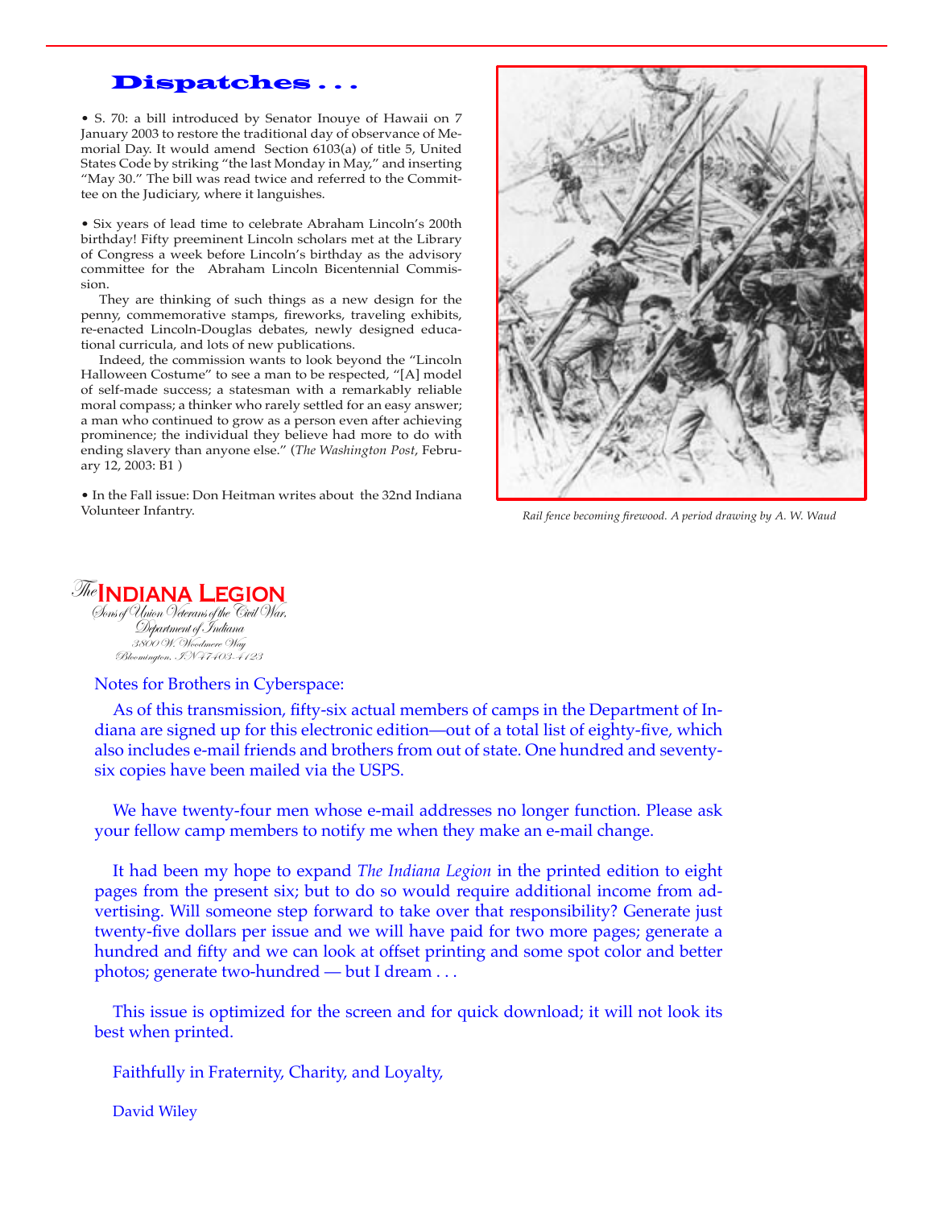## Dispatches . . .

• S. 70: a bill introduced by Senator Inouye of Hawaii on 7 January 2003 to restore the traditional day of observance of Memorial Day. It would amend Section 6103(a) of title 5, United States Code by striking "the last Monday in May," and inserting "May 30." The bill was read twice and referred to the Committee on the Judiciary, where it languishes.

• Six years of lead time to celebrate Abraham Lincoln's 200th birthday! Fifty preeminent Lincoln scholars met at the Library of Congress a week before Lincoln's birthday as the advisory committee for the Abraham Lincoln Bicentennial Commission.

They are thinking of such things as a new design for the penny, commemorative stamps, fireworks, traveling exhibits, re-enacted Lincoln-Douglas debates, newly designed educational curricula, and lots of new publications.

Indeed, the commission wants to look beyond the "Lincoln Halloween Costume" to see a man to be respected, "[A] model of self-made success; a statesman with a remarkably reliable moral compass; a thinker who rarely settled for an easy answer; a man who continued to grow as a person even after achieving prominence; the individual they believe had more to do with ending slavery than anyone else." (*The Washington Post*, February 12, 2003: B1 )

• In the Fall issue: Don Heitman writes about the 32nd Indiana Volunteer Infantry.

*Rail fence becoming firewood. A period drawing by A. W. Waud*

The **Indiana Legion**
Sons of Union Veterans of the Civil War,
Department of Indiana
3800 W. Woodmere Way
Bloomington, IN 47403-4123

Notes for Brothers in Cyberspace:

As of this transmission, fifty-six actual members of camps in the Department of Indiana are signed up for this electronic edition—out of a total list of eighty-five, which also includes e-mail friends and brothers from out of state. One hundred and seventy-six copies have been mailed via the USPS.

We have twenty-four men whose e-mail addresses no longer function. Please ask your fellow camp members to notify me when they make an e-mail change.

It had been my hope to expand *The Indiana Legion* in the printed edition to eight pages from the present six; but to do so would require additional income from advertising. Will someone step forward to take over that responsibility? Generate just twenty-five dollars per issue and we will have paid for two more pages; generate a hundred and fifty and we can look at offset printing and some spot color and better photos; generate two-hundred — but I dream . . .

This issue is optimized for the screen and for quick download; it will not look its best when printed.

Faithfully in Fraternity, Charity, and Loyalty,

David Wiley